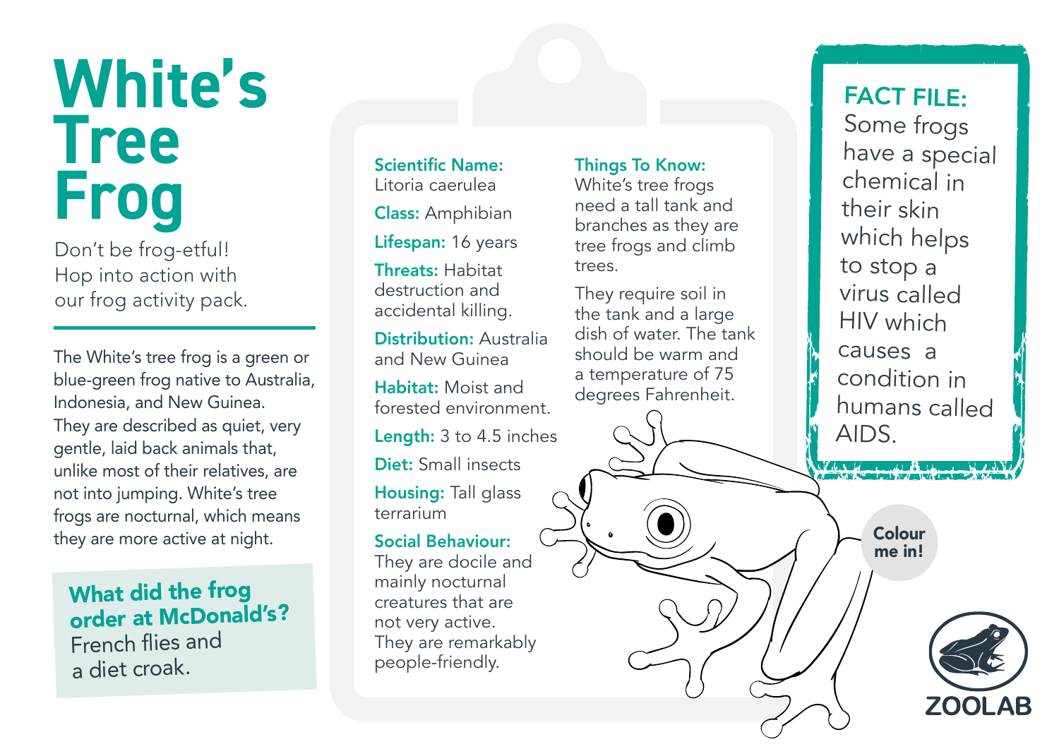# White's Tree Frog

Don't be frog-etful! Hop into action with our frog activity pack.

The White's tree frog is a green or blue-green frog native to Australia, Indonesia, and New Guinea. They are described as quiet, very gentle, laid back animals that, unlike most of their relatives, are not into jumping. White's tree frogs are nocturnal, which means they are more active at night.

**What did the frog order at McDonald's?**
French flies and a diet croak.

**Scientific Name:** Litoria caerulea

**Class:** Amphibian

**Lifespan:** 16 years

**Threats:** Habitat destruction and accidental killing.

**Distribution:** Australia and New Guinea

**Habitat:** Moist and forested environment.

**Length:** 3 to 4.5 inches

**Diet:** Small insects

**Housing:** Tall glass terrarium

**Social Behaviour:** They are docile and mainly nocturnal creatures that are not very active. They are remarkably people-friendly.

**Things To Know:** White's tree frogs need a tall tank and branches as they are tree frogs and climb trees.

They require soil in the tank and a large dish of water. The tank should be warm and a temperature of 75 degrees Fahrenheit.

**FACT FILE:** Some frogs have a special chemical in their skin which helps to stop a virus called HIV which causes a condition in humans called AIDS.

Colour me in!

ZOOLAB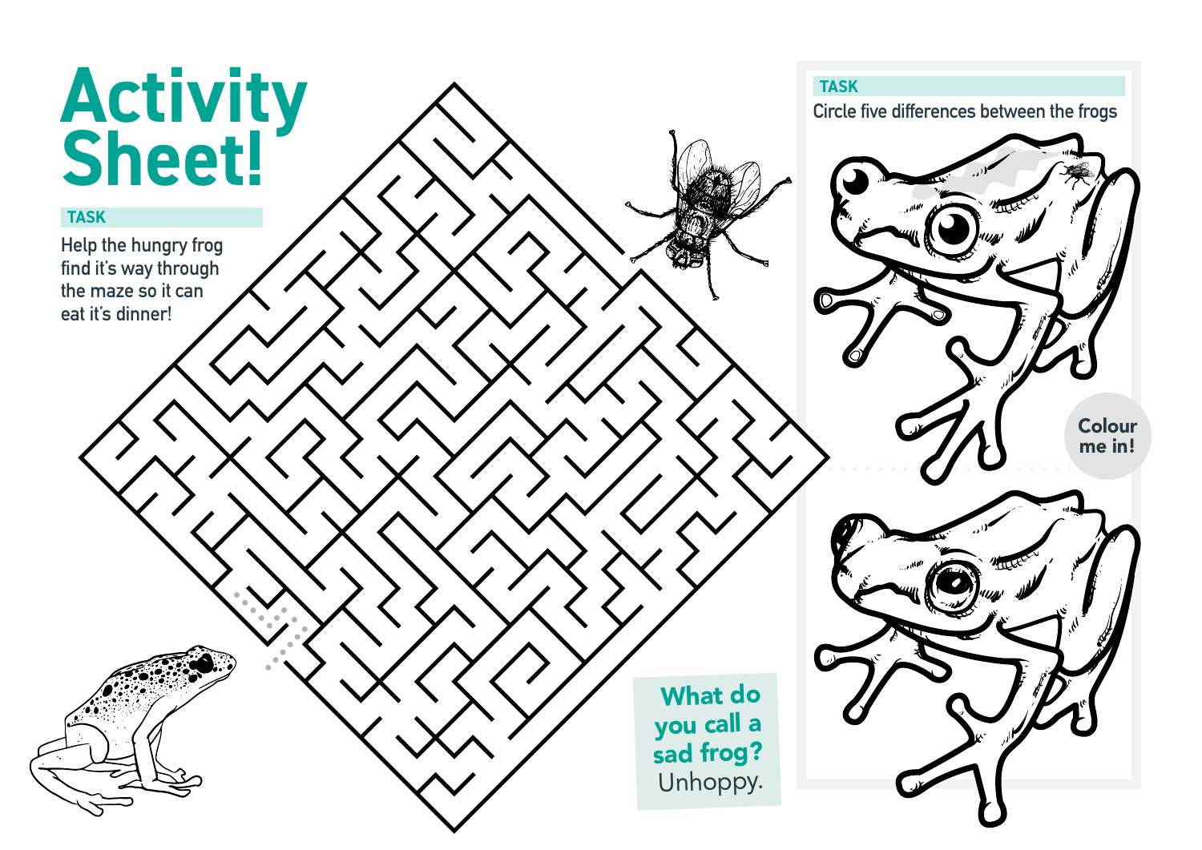# Activity Sheet!

**TASK**

Help the hungry frog find it's way through the maze so it can eat it's dinner!

**TASK**

Circle five differences between the frogs

Colour me in!

**What do you call a sad frog?**
Unhoppy.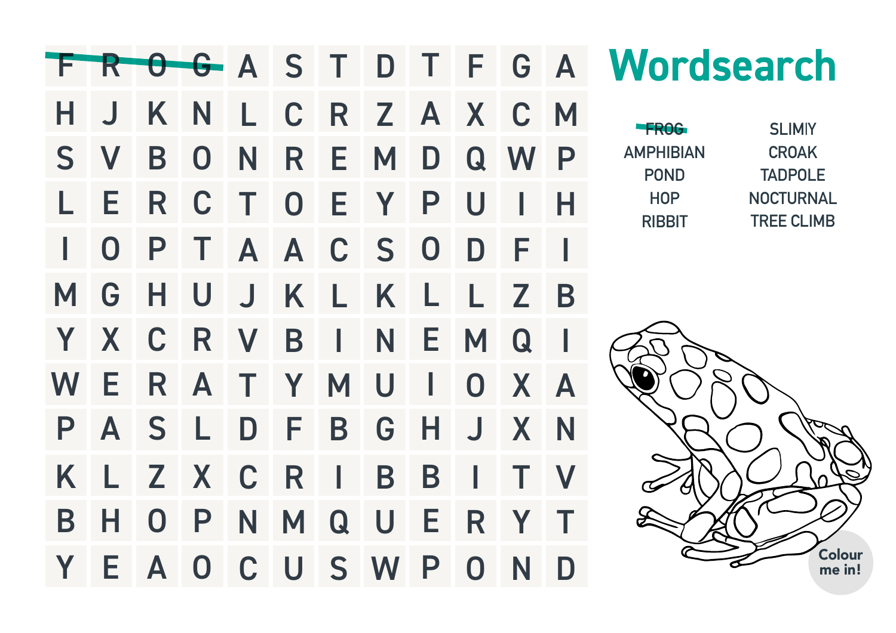# Wordsearch

|   |   |   |   |   |   |   |   |   |   |   |   |
|---|---|---|---|---|---|---|---|---|---|---|---|
| F | R | O | G | A | S | T | D | T | F | G | A |
| H | J | K | N | L | C | R | Z | A | X | C | M |
| S | V | B | O | N | R | E | M | D | Q | W | P |
| L | E | R | C | T | O | E | Y | P | U | I | H |
| I | O | P | T | A | A | C | S | O | D | F | I |
| M | G | H | U | J | K | L | K | L | L | Z | B |
| Y | X | C | R | V | B | I | N | E | M | Q | I |
| W | E | R | A | T | Y | M | U | I | O | X | A |
| P | A | S | L | D | F | B | G | H | J | X | N |
| K | L | Z | X | C | R | I | B | B | I | T | V |
| B | H | O | P | N | M | Q | U | E | R | Y | T |
| Y | E | A | O | C | U | S | W | P | O | N | D |

- ~~FROG~~
- AMPHIBIAN
- POND
- HOP
- RIBBIT
- SLIMIY
- CROAK
- TADPOLE
- NOCTURNAL
- TREE CLIMB

Colour me in!